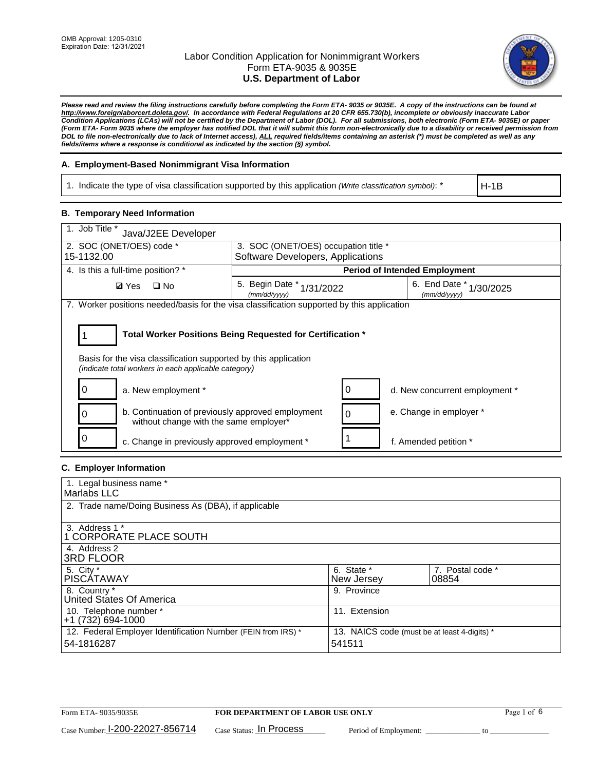OMB Approval: 1205-0310
Expiration Date: 12/31/2021

# Labor Condition Application for Nonimmigrant Workers
## Form ETA-9035 & 9035E
## U.S. Department of Labor

***Please read and review the filing instructions carefully before completing the Form ETA- 9035 or 9035E. A copy of the instructions can be found at http://www.foreignlaborcert.doleta.gov/. In accordance with Federal Regulations at 20 CFR 655.730(b), incomplete or obviously inaccurate Labor Condition Applications (LCAs) will not be certified by the Department of Labor (DOL). For all submissions, both electronic (Form ETA- 9035E) or paper (Form ETA- Form 9035 where the employer has notified DOL that it will submit this form non-electronically due to a disability or received permission from DOL to file non-electronically due to lack of Internet access), ALL required fields/items containing an asterisk (*) must be completed as well as any fields/items where a response is conditional as indicated by the section (§) symbol.***

### A. Employment-Based Nonimmigrant Visa Information

| 1. Indicate the type of visa classification supported by this application *(Write classification symbol)*: * | H-1B |
|---|---|

### B. Temporary Need Information

| 1. Job Title * Java/J2EE Developer | | |
|---|---|---|
| 2. SOC (ONET/OES) code * 15-1132.00 | 3. SOC (ONET/OES) occupation title * Software Developers, Applications | |
| 4. Is this a full-time position? * | **Period of Intended Employment** | |
| ☑ Yes ☐ No | 5. Begin Date * (mm/dd/yyyy) 1/31/2022 | 6. End Date * (mm/dd/yyyy) 1/30/2025 |

7. Worker positions needed/basis for the visa classification supported by this application

1 — **Total Worker Positions Being Requested for Certification ***

Basis for the visa classification supported by this application
*(indicate total workers in each applicable category)*

| | | | |
|---|---|---|---|
| 0 | a. New employment * | 0 | d. New concurrent employment * |
| 0 | b. Continuation of previously approved employment without change with the same employer* | 0 | e. Change in employer * |
| 0 | c. Change in previously approved employment * | 1 | f. Amended petition * |

### C. Employer Information

| | | |
|---|---|---|
| 1. Legal business name * Marlabs LLC | | |
| 2. Trade name/Doing Business As (DBA), if applicable | | |
| 3. Address 1 * 1 CORPORATE PLACE SOUTH | | |
| 4. Address 2 3RD FLOOR | | |
| 5. City * PISCATAWAY | 6. State * New Jersey | 7. Postal code * 08854 |
| 8. Country * United States Of America | 9. Province | |
| 10. Telephone number * +1 (732) 694-1000 | 11. Extension | |
| 12. Federal Employer Identification Number (FEIN from IRS) * 54-1816287 | 13. NAICS code (must be at least 4-digits) * 541511 | |

Form ETA- 9035/9035E — **FOR DEPARTMENT OF LABOR USE ONLY**

Case Number: I-200-22027-856714 Case Status: In Process Period of Employment: _____________ to _____________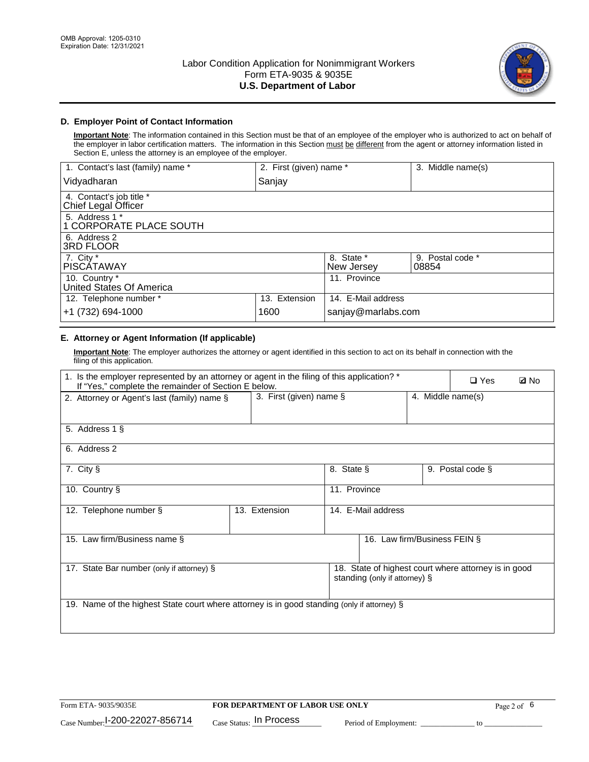OMB Approval: 1205-0310
Expiration Date: 12/31/2021

# Labor Condition Application for Nonimmigrant Workers
Form ETA-9035 & 9035E
**U.S. Department of Labor**

## D. Employer Point of Contact Information

**Important Note**: The information contained in this Section must be that of an employee of the employer who is authorized to act on behalf of the employer in labor certification matters. The information in this Section must be different from the agent or attorney information listed in Section E, unless the attorney is an employee of the employer.

| 1. Contact's last (family) name * | 2. First (given) name * | 3. Middle name(s) |
|---|---|---|
| Vidyadharan | Sanjay | |

| 4. Contact's job title * |
|---|
| Chief Legal Officer |

| 5. Address 1 * |
|---|
| 1 CORPORATE PLACE SOUTH |

| 6. Address 2 |
|---|
| 3RD FLOOR |

| 7. City * | 8. State * | 9. Postal code * |
|---|---|---|
| PISCATAWAY | New Jersey | 08854 |

| 10. Country * | 11. Province |
|---|---|
| United States Of America | |

| 12. Telephone number * | 13. Extension | 14. E-Mail address |
|---|---|---|
| +1 (732) 694-1000 | 1600 | sanjay@marlabs.com |

## E. Attorney or Agent Information (If applicable)

**Important Note**: The employer authorizes the attorney or agent identified in this section to act on its behalf in connection with the filing of this application.

1. Is the employer represented by an attorney or agent in the filing of this application? * If "Yes," complete the remainder of Section E below. ❑ Yes ☑ No

| 2. Attorney or Agent's last (family) name § | 3. First (given) name § | 4. Middle name(s) |
|---|---|---|
| | | |

| 5. Address 1 § |
|---|
| |

| 6. Address 2 |
|---|
| |

| 7. City § | 8. State § | 9. Postal code § |
|---|---|---|
| | | |

| 10. Country § | 11. Province |
|---|---|
| | |

| 12. Telephone number § | 13. Extension | 14. E-Mail address |
|---|---|---|
| | | |

| 15. Law firm/Business name § | 16. Law firm/Business FEIN § |
|---|---|
| | |

| 17. State Bar number (only if attorney) § | 18. State of highest court where attorney is in good standing (only if attorney) § |
|---|---|
| | |

| 19. Name of the highest State court where attorney is in good standing (only if attorney) § |
|---|
| |

Form ETA- 9035/9035E | **FOR DEPARTMENT OF LABOR USE ONLY**

Case Number: I-200-22027-856714 Case Status: In Process Period of Employment: _____________ to _______________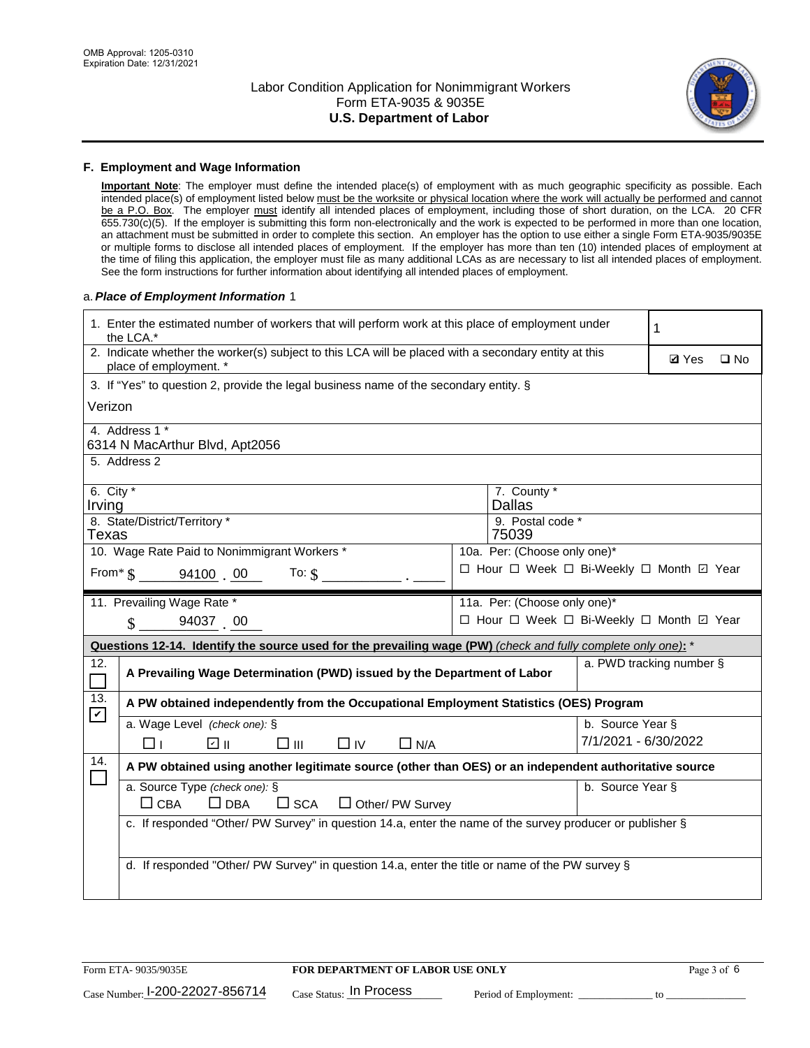## F. Employment and Wage Information

**Important Note**: The employer must define the intended place(s) of employment with as much geographic specificity as possible. Each intended place(s) of employment listed below must be the worksite or physical location where the work will actually be performed and cannot be a P.O. Box. The employer must identify all intended places of employment, including those of short duration, on the LCA. 20 CFR 655.730(c)(5). If the employer is submitting this form non-electronically and the work is expected to be performed in more than one location, an attachment must be submitted in order to complete this section. An employer has the option to use either a single Form ETA-9035/9035E or multiple forms to disclose all intended places of employment. If the employer has more than ten (10) intended places of employment at the time of filing this application, the employer must file as many additional LCAs as are necessary to list all intended places of employment. See the form instructions for further information about identifying all intended places of employment.

a. *Place of Employment Information* 1

1. Enter the estimated number of workers that will perform work at this place of employment under the LCA.* **1**

2. Indicate whether the worker(s) subject to this LCA will be placed with a secondary entity at this place of employment. * ☑ Yes ☐ No

3. If "Yes" to question 2, provide the legal business name of the secondary entity. §
Verizon

4. Address 1 *
6314 N MacArthur Blvd, Apt2056

5. Address 2

6. City *
Irving

7. County *
Dallas

8. State/District/Territory *
Texas

9. Postal code *
75039

10. Wage Rate Paid to Nonimmigrant Workers *
From* $ 94100 . 00 To: $ ______ . ____

10a. Per: (Choose only one)*
☐ Hour ☐ Week ☐ Bi-Weekly ☐ Month ☑ Year

11. Prevailing Wage Rate *
$ 94037 . 00

11a. Per: (Choose only one)*
☐ Hour ☐ Week ☐ Bi-Weekly ☐ Month ☑ Year

**Questions 12-14. Identify the source used for the prevailing wage (PW)** *(check and fully complete only one)*: *

12. ☐ **A Prevailing Wage Determination (PWD) issued by the Department of Labor**
a. PWD tracking number §

13. ☑ **A PW obtained independently from the Occupational Employment Statistics (OES) Program**
a. Wage Level *(check one)*: § ☐ I ☑ II ☐ III ☐ IV ☐ N/A
b. Source Year § 7/1/2021 - 6/30/2022

14. ☐ **A PW obtained using another legitimate source (other than OES) or an independent authoritative source**
a. Source Type *(check one)*: § ☐ CBA ☐ DBA ☐ SCA ☐ Other/ PW Survey
b. Source Year §
c. If responded "Other/ PW Survey" in question 14.a, enter the name of the survey producer or publisher §
d. If responded "Other/ PW Survey" in question 14.a, enter the title or name of the PW survey §

Form ETA- 9035/9035E | FOR DEPARTMENT OF LABOR USE ONLY

Case Number: I-200-22027-856714 Case Status: In Process Period of Employment: ____________ to ____________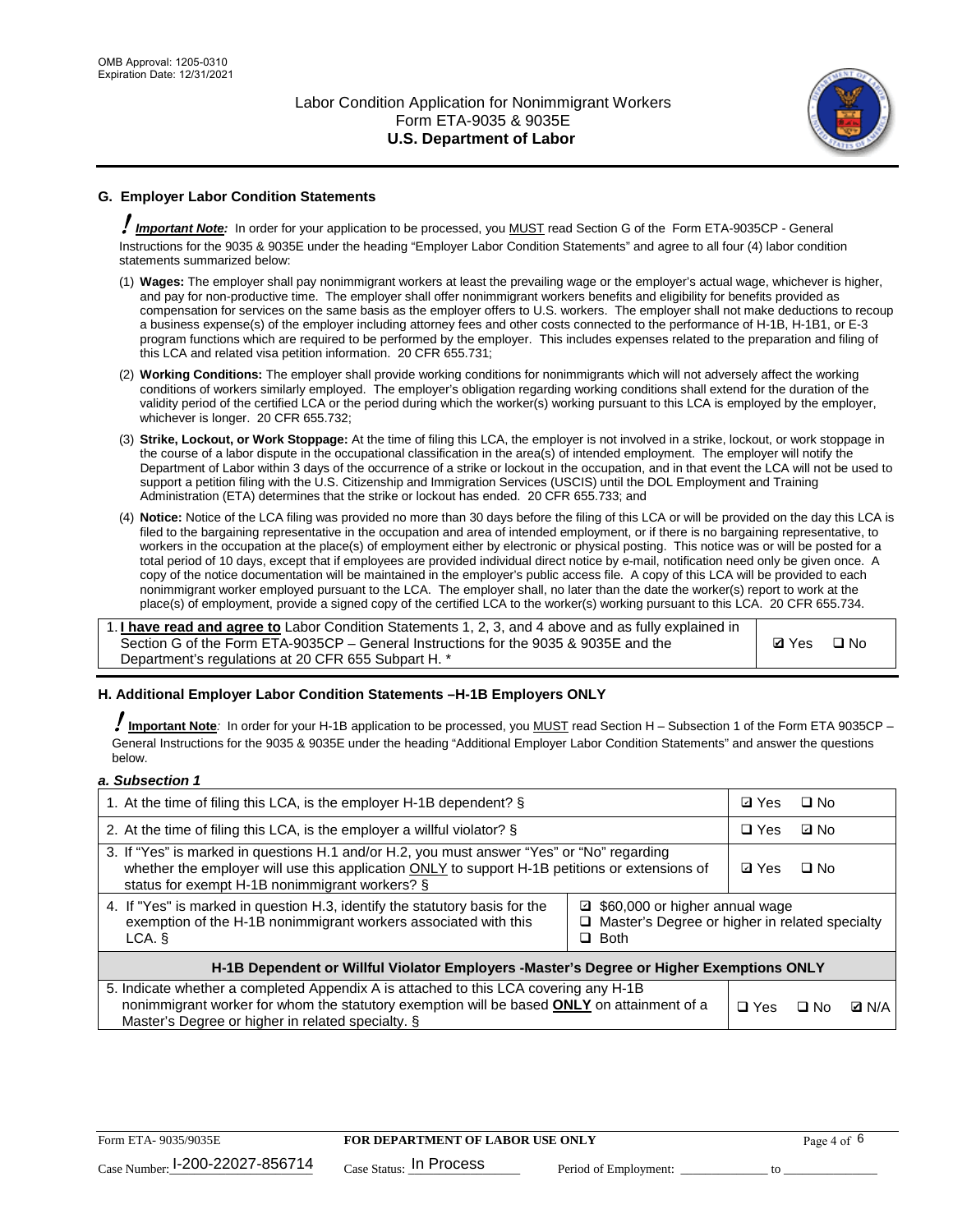## G. Employer Labor Condition Statements

**! Important Note:** In order for your application to be processed, you MUST read Section G of the Form ETA-9035CP - General Instructions for the 9035 & 9035E under the heading "Employer Labor Condition Statements" and agree to all four (4) labor condition statements summarized below:

(1) **Wages:** The employer shall pay nonimmigrant workers at least the prevailing wage or the employer's actual wage, whichever is higher, and pay for non-productive time. The employer shall offer nonimmigrant workers benefits and eligibility for benefits provided as compensation for services on the same basis as the employer offers to U.S. workers. The employer shall not make deductions to recoup a business expense(s) of the employer including attorney fees and other costs connected to the performance of H-1B, H-1B1, or E-3 program functions which are required to be performed by the employer. This includes expenses related to the preparation and filing of this LCA and related visa petition information. 20 CFR 655.731;

(2) **Working Conditions:** The employer shall provide working conditions for nonimmigrants which will not adversely affect the working conditions of workers similarly employed. The employer's obligation regarding working conditions shall extend for the duration of the validity period of the certified LCA or the period during which the worker(s) working pursuant to this LCA is employed by the employer, whichever is longer. 20 CFR 655.732;

(3) **Strike, Lockout, or Work Stoppage:** At the time of filing this LCA, the employer is not involved in a strike, lockout, or work stoppage in the course of a labor dispute in the occupational classification in the area(s) of intended employment. The employer will notify the Department of Labor within 3 days of the occurrence of a strike or lockout in the occupation, and in that event the LCA will not be used to support a petition filing with the U.S. Citizenship and Immigration Services (USCIS) until the DOL Employment and Training Administration (ETA) determines that the strike or lockout has ended. 20 CFR 655.733; and

(4) **Notice:** Notice of the LCA filing was provided no more than 30 days before the filing of this LCA or will be provided on the day this LCA is filed to the bargaining representative in the occupation and area of intended employment, or if there is no bargaining representative, to workers in the occupation at the place(s) of employment either by electronic or physical posting. This notice was or will be posted for a total period of 10 days, except that if employees are provided individual direct notice by e-mail, notification need only be given once. A copy of the notice documentation will be maintained in the employer's public access file. A copy of this LCA will be provided to each nonimmigrant worker employed pursuant to the LCA. The employer shall, no later than the date the worker(s) report to work at the place(s) of employment, provide a signed copy of the certified LCA to the worker(s) working pursuant to this LCA. 20 CFR 655.734.

| | |
|---|---|
| 1. **I have read and agree to** Labor Condition Statements 1, 2, 3, and 4 above and as fully explained in Section G of the Form ETA-9035CP – General Instructions for the 9035 & 9035E and the Department's regulations at 20 CFR 655 Subpart H. * | ☑ Yes ☐ No |

## H. Additional Employer Labor Condition Statements –H-1B Employers ONLY

**! Important Note:** In order for your H-1B application to be processed, you MUST read Section H – Subsection 1 of the Form ETA 9035CP – General Instructions for the 9035 & 9035E under the heading "Additional Employer Labor Condition Statements" and answer the questions below.

*a. Subsection 1*

| | | |
|---|---|---|
| 1. At the time of filing this LCA, is the employer H-1B dependent? § | | ☑ Yes ☐ No |
| 2. At the time of filing this LCA, is the employer a willful violator? § | | ☐ Yes ☑ No |
| 3. If "Yes" is marked in questions H.1 and/or H.2, you must answer "Yes" or "No" regarding whether the employer will use this application ONLY to support H-1B petitions or extensions of status for exempt H-1B nonimmigrant workers? § | | ☑ Yes ☐ No |
| 4. If "Yes" is marked in question H.3, identify the statutory basis for the exemption of the H-1B nonimmigrant workers associated with this LCA. § | ☑ $60,000 or higher annual wage<br>☐ Master's Degree or higher in related specialty<br>☐ Both | |
| **H-1B Dependent or Willful Violator Employers -Master's Degree or Higher Exemptions ONLY** | | |
| 5. Indicate whether a completed Appendix A is attached to this LCA covering any H-1B nonimmigrant worker for whom the statutory exemption will be based **ONLY** on attainment of a Master's Degree or higher in related specialty. § | | ☐ Yes ☐ No ☑ N/A |

Form ETA- 9035/9035E | **FOR DEPARTMENT OF LABOR USE ONLY** | Case Number: I-200-22027-856714 | Case Status: In Process | Period of Employment: _____________ to _____________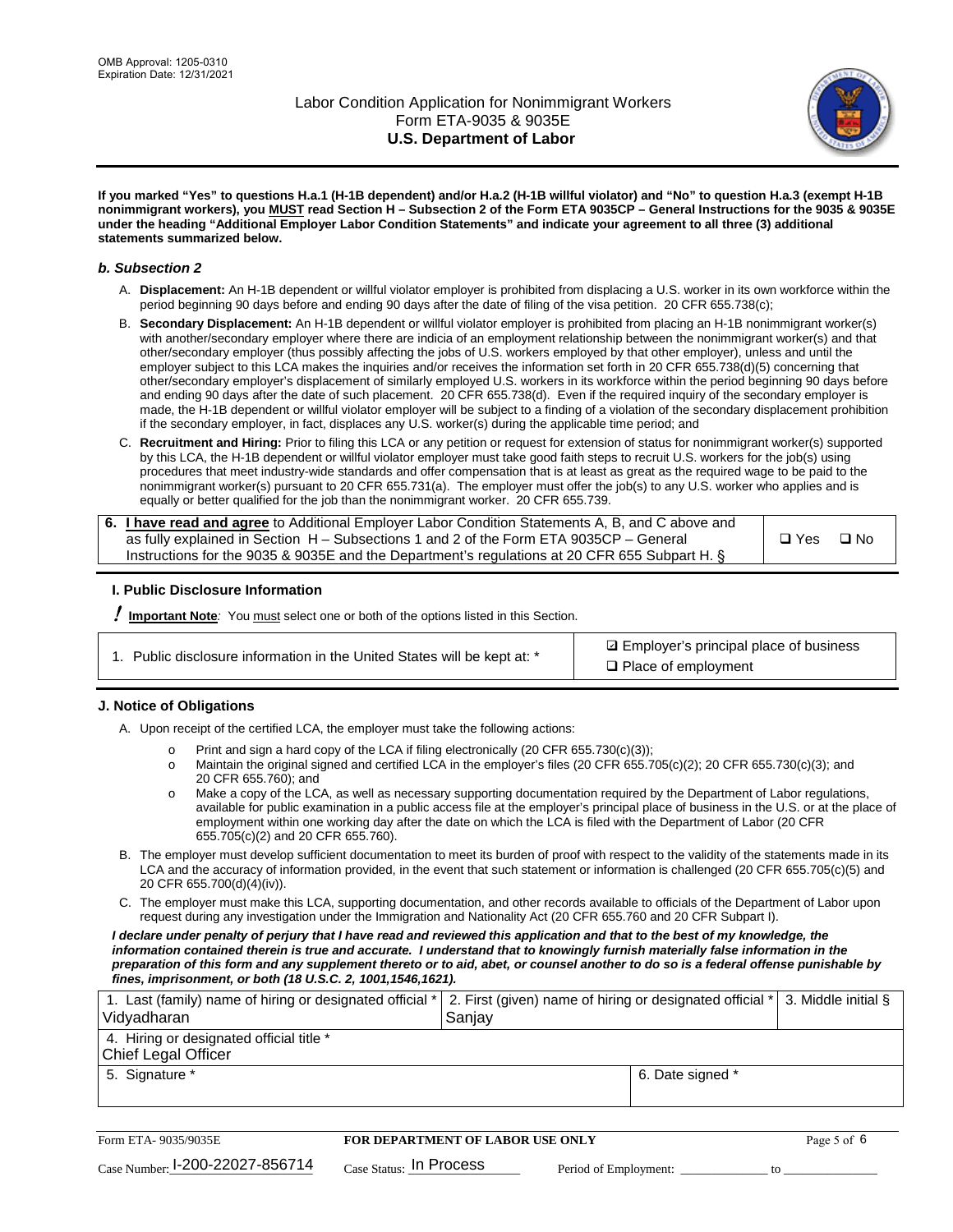**If you marked "Yes" to questions H.a.1 (H-1B dependent) and/or H.a.2 (H-1B willful violator) and "No" to question H.a.3 (exempt H-1B nonimmigrant workers), you MUST read Section H – Subsection 2 of the Form ETA 9035CP – General Instructions for the 9035 & 9035E under the heading "Additional Employer Labor Condition Statements" and indicate your agreement to all three (3) additional statements summarized below.**

### *b. Subsection 2*

A. **Displacement:** An H-1B dependent or willful violator employer is prohibited from displacing a U.S. worker in its own workforce within the period beginning 90 days before and ending 90 days after the date of filing of the visa petition. 20 CFR 655.738(c);

B. **Secondary Displacement:** An H-1B dependent or willful violator employer is prohibited from placing an H-1B nonimmigrant worker(s) with another/secondary employer where there are indicia of an employment relationship between the nonimmigrant worker(s) and that other/secondary employer (thus possibly affecting the jobs of U.S. workers employed by that other employer), unless and until the employer subject to this LCA makes the inquiries and/or receives the information set forth in 20 CFR 655.738(d)(5) concerning that other/secondary employer's displacement of similarly employed U.S. workers in its workforce within the period beginning 90 days before and ending 90 days after the date of such placement. 20 CFR 655.738(d). Even if the required inquiry of the secondary employer is made, the H-1B dependent or willful violator employer will be subject to a finding of a violation of the secondary displacement prohibition if the secondary employer, in fact, displaces any U.S. worker(s) during the applicable time period; and

C. **Recruitment and Hiring:** Prior to filing this LCA or any petition or request for extension of status for nonimmigrant worker(s) supported by this LCA, the H-1B dependent or willful violator employer must take good faith steps to recruit U.S. workers for the job(s) using procedures that meet industry-wide standards and offer compensation that is at least as great as the required wage to be paid to the nonimmigrant worker(s) pursuant to 20 CFR 655.731(a). The employer must offer the job(s) to any U.S. worker who applies and is equally or better qualified for the job than the nonimmigrant worker. 20 CFR 655.739.

| 6. **I have read and agree** to Additional Employer Labor Condition Statements A, B, and C above and as fully explained in Section H – Subsections 1 and 2 of the Form ETA 9035CP – General Instructions for the 9035 & 9035E and the Department's regulations at 20 CFR 655 Subpart H. § | ❑ Yes ❑ No |
|---|---|

## I. Public Disclosure Information

! **Important Note***:* You must select one or both of the options listed in this Section.

| 1. Public disclosure information in the United States will be kept at: * | ☑ Employer's principal place of business<br>❑ Place of employment |
|---|---|

## J. Notice of Obligations

A. Upon receipt of the certified LCA, the employer must take the following actions:

- o Print and sign a hard copy of the LCA if filing electronically (20 CFR 655.730(c)(3));
- o Maintain the original signed and certified LCA in the employer's files (20 CFR 655.705(c)(2); 20 CFR 655.730(c)(3); and 20 CFR 655.760); and
- o Make a copy of the LCA, as well as necessary supporting documentation required by the Department of Labor regulations, available for public examination in a public access file at the employer's principal place of business in the U.S. or at the place of employment within one working day after the date on which the LCA is filed with the Department of Labor (20 CFR 655.705(c)(2) and 20 CFR 655.760).

B. The employer must develop sufficient documentation to meet its burden of proof with respect to the validity of the statements made in its LCA and the accuracy of information provided, in the event that such statement or information is challenged (20 CFR 655.705(c)(5) and 20 CFR 655.700(d)(4)(iv)).

C. The employer must make this LCA, supporting documentation, and other records available to officials of the Department of Labor upon request during any investigation under the Immigration and Nationality Act (20 CFR 655.760 and 20 CFR Subpart I).

***I declare under penalty of perjury that I have read and reviewed this application and that to the best of my knowledge, the information contained therein is true and accurate. I understand that to knowingly furnish materially false information in the preparation of this form and any supplement thereto or to aid, abet, or counsel another to do so is a federal offense punishable by fines, imprisonment, or both (18 U.S.C. 2, 1001,1546,1621).***

| 1. Last (family) name of hiring or designated official *<br>Vidyadharan | 2. First (given) name of hiring or designated official *<br>Sanjay | 3. Middle initial § |
|---|---|---|
| 4. Hiring or designated official title *<br>Chief Legal Officer | | |
| 5. Signature * | 6. Date signed * | |

| Form ETA- 9035/9035E | FOR DEPARTMENT OF LABOR USE ONLY | |
|---|---|---|
| Case Number: I-200-22027-856714 | Case Status: In Process | Period of Employment: _____________ to _____________ |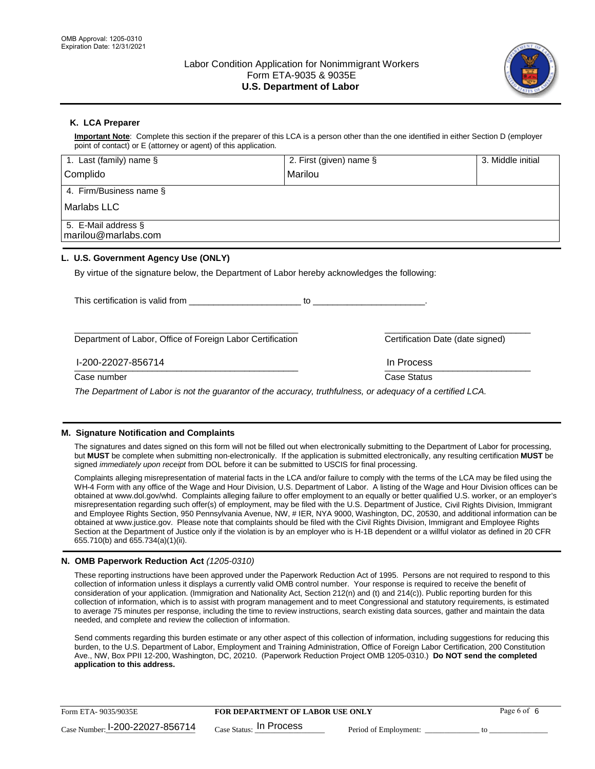OMB Approval: 1205-0310
Expiration Date: 12/31/2021

# Labor Condition Application for Nonimmigrant Workers
## Form ETA-9035 & 9035E
## U.S. Department of Labor

### K. LCA Preparer

**Important Note**: Complete this section if the preparer of this LCA is a person other than the one identified in either Section D (employer point of contact) or E (attorney or agent) of this application.

| 1. Last (family) name § | 2. First (given) name § | 3. Middle initial |
|---|---|---|
| Complido | Marilou | |
| 4. Firm/Business name § | | |
| Marlabs LLC | | |
| 5. E-Mail address § | | |
| marilou@marlabs.com | | |

### L. U.S. Government Agency Use (ONLY)

By virtue of the signature below, the Department of Labor hereby acknowledges the following:

This certification is valid from ______________________ to ______________________.

Department of Labor, Office of Foreign Labor Certification | Certification Date (date signed)

I-200-22027-856714 | In Process

Case number | Case Status

*The Department of Labor is not the guarantor of the accuracy, truthfulness, or adequacy of a certified LCA.*

### M. Signature Notification and Complaints

The signatures and dates signed on this form will not be filled out when electronically submitting to the Department of Labor for processing, but **MUST** be complete when submitting non-electronically. If the application is submitted electronically, any resulting certification **MUST** be signed *immediately upon receipt* from DOL before it can be submitted to USCIS for final processing.

Complaints alleging misrepresentation of material facts in the LCA and/or failure to comply with the terms of the LCA may be filed using the WH-4 Form with any office of the Wage and Hour Division, U.S. Department of Labor. A listing of the Wage and Hour Division offices can be obtained at www.dol.gov/whd. Complaints alleging failure to offer employment to an equally or better qualified U.S. worker, or an employer's misrepresentation regarding such offer(s) of employment, may be filed with the U.S. Department of Justice, Civil Rights Division, Immigrant and Employee Rights Section, 950 Pennsylvania Avenue, NW, # IER, NYA 9000, Washington, DC, 20530, and additional information can be obtained at www.justice.gov. Please note that complaints should be filed with the Civil Rights Division, Immigrant and Employee Rights Section at the Department of Justice only if the violation is by an employer who is H-1B dependent or a willful violator as defined in 20 CFR 655.710(b) and 655.734(a)(1)(ii).

### N. OMB Paperwork Reduction Act *(1205-0310)*

These reporting instructions have been approved under the Paperwork Reduction Act of 1995. Persons are not required to respond to this collection of information unless it displays a currently valid OMB control number. Your response is required to receive the benefit of consideration of your application. (Immigration and Nationality Act, Section 212(n) and (t) and 214(c)). Public reporting burden for this collection of information, which is to assist with program management and to meet Congressional and statutory requirements, is estimated to average 75 minutes per response, including the time to review instructions, search existing data sources, gather and maintain the data needed, and complete and review the collection of information.

Send comments regarding this burden estimate or any other aspect of this collection of information, including suggestions for reducing this burden, to the U.S. Department of Labor, Employment and Training Administration, Office of Foreign Labor Certification, 200 Constitution Ave., NW, Box PPII 12-200, Washington, DC, 20210. (Paperwork Reduction Project OMB 1205-0310.) **Do NOT send the completed application to this address.**

Form ETA- 9035/9035E | **FOR DEPARTMENT OF LABOR USE ONLY**

Case Number: I-200-22027-856714 | Case Status: In Process | Period of Employment: ______________ to ______________